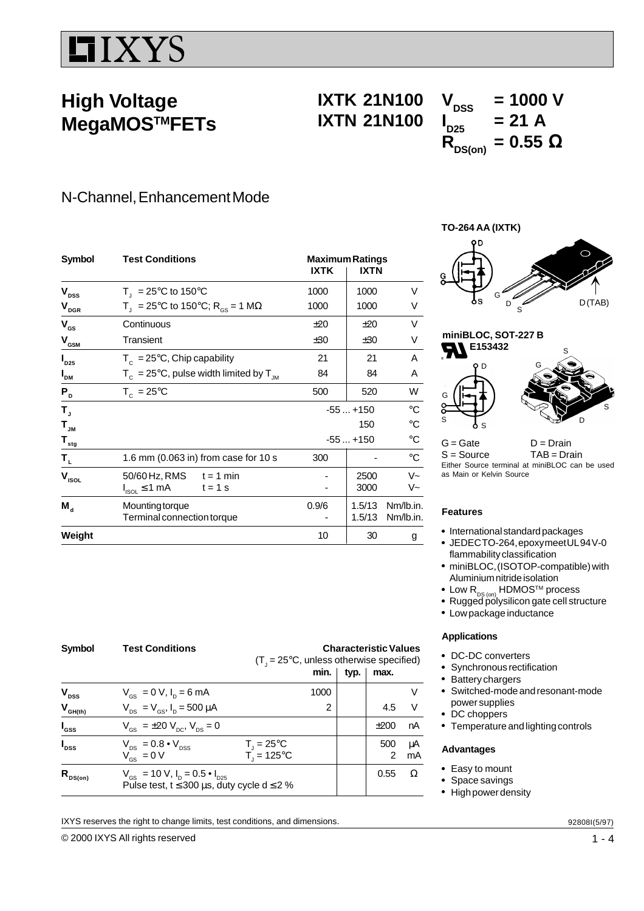IXYS

# High Voltage MegaMOS™FETs

**IXTK 21N100**
**IXTN 21N100**

$V_{DSS}$ = 1000 V
$I_{D25}$ = 21 A
$R_{DS(on)}$ = 0.55 Ω

## N-Channel, Enhancement Mode

| Symbol | Test Conditions | Maximum Ratings IXTK | IXTN | |
|---|---|---|---|---|
| $V_{DSS}$ | $T_J$ = 25°C to 150°C | 1000 | 1000 | V |
| $V_{DGR}$ | $T_J$ = 25°C to 150°C; $R_{GS}$ = 1 MΩ | 1000 | 1000 | V |
| $V_{GS}$ | Continuous | ±20 | ±20 | V |
| $V_{GSM}$ | Transient | ±30 | ±30 | V |
| $I_{D25}$ | $T_C$ = 25°C, Chip capability | 21 | 21 | A |
| $I_{DM}$ | $T_C$ = 25°C, pulse width limited by $T_{JM}$ | 84 | 84 | A |
| $P_D$ | $T_C$ = 25°C | 500 | 520 | W |
| $T_J$ | | -55 ... +150 | | °C |
| $T_{JM}$ | | 150 | | °C |
| $T_{stg}$ | | -55 ... +150 | | °C |
| $T_L$ | 1.6 mm (0.063 in) from case for 10 s | 300 | - | °C |
| $V_{ISOL}$ | 50/60 Hz, RMS t = 1 min | - | 2500 | V~ |
| | $I_{ISOL}$ ≤ 1 mA t = 1 s | - | 3000 | V~ |
| $M_d$ | Mounting torque | 0.9/6 | 1.5/13 | Nm/lb.in. |
| | Terminal connection torque | - | 1.5/13 | Nm/lb.in. |
| **Weight** | | 10 | 30 | g |

TO-264 AA (IXTK)

G D S D (TAB)

miniBLOC, SOT-227 B
E153432

G = Gate D = Drain
S = Source TAB = Drain
Either Source terminal at miniBLOC can be used as Main or Kelvin Source

| Symbol | Test Conditions ($T_J$ = 25°C, unless otherwise specified) | | min. | typ. | max. | |
|---|---|---|---|---|---|---|
| $V_{DSS}$ | $V_{GS}$ = 0 V, $I_D$ = 6 mA | | 1000 | | | V |
| $V_{GH(th)}$ | $V_{DS}$ = $V_{GS}$, $I_D$ = 500 µA | | 2 | | 4.5 | V |
| $I_{GSS}$ | $V_{GS}$ = ±20 $V_{DC}$, $V_{DS}$ = 0 | | | | ±200 | nA |
| $I_{DSS}$ | $V_{DS}$ = 0.8 • $V_{DSS}$ | $T_J$ = 25°C | | | 500 | µA |
| | $V_{GS}$ = 0 V | $T_J$ = 125°C | | | 2 | mA |
| $R_{DS(on)}$ | $V_{GS}$ = 10 V, $I_D$ = 0.5 • $I_{D25}$ Pulse test, t ≤ 300 µs, duty cycle d ≤ 2 % | | | | 0.55 | Ω |

### Features

- International standard packages
- JEDEC TO-264, epoxy meet UL 94 V-0 flammability classification
- miniBLOC, (ISOTOP-compatible) with Aluminium nitride isolation
- Low $R_{DS(on)}$ HDMOS™ process
- Rugged polysilicon gate cell structure
- Low package inductance

### Applications

- DC-DC converters
- Synchronous rectification
- Battery chargers
- Switched-mode and resonant-mode power supplies
- DC choppers
- Temperature and lighting controls

### Advantages

- Easy to mount
- Space savings
- High power density

IXYS reserves the right to change limits, test conditions, and dimensions.

92808I(5/97)

© 2000 IXYS All rights reserved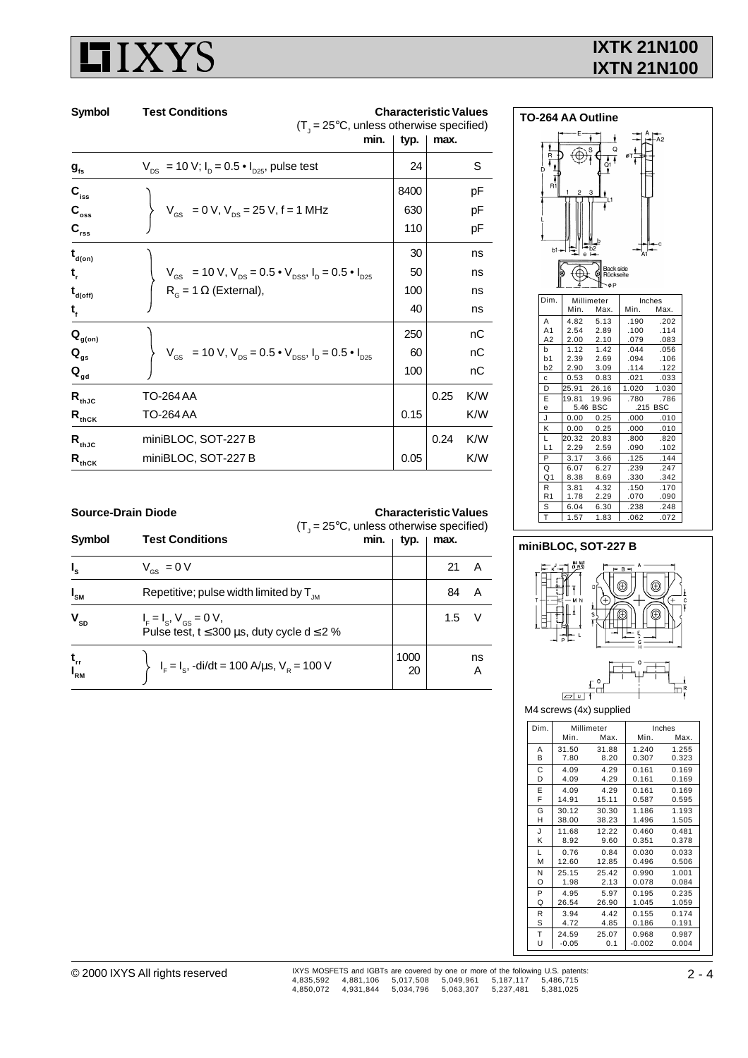| Symbol | Test Conditions | Characteristic Values ($T_J = 25°C$, unless otherwise specified) min. | typ. | max. | |
|---|---|---|---|---|---|
| $g_{fs}$ | $V_{DS} = 10\ V$; $I_D = 0.5 \cdot I_{D25}$, pulse test | | 24 | | S |
| $C_{iss}$ | $V_{GS} = 0\ V$, $V_{DS} = 25\ V$, f = 1 MHz | | 8400 | | pF |
| $C_{oss}$ | | | 630 | | pF |
| $C_{rss}$ | | | 110 | | pF |
| $t_{d(on)}$ | $V_{GS} = 10\ V$, $V_{DS} = 0.5 \cdot V_{DSS}$, $I_D = 0.5 \cdot I_{D25}$ | | 30 | | ns |
| $t_r$ | $R_G = 1\ \Omega$ (External), | | 50 | | ns |
| $t_{d(off)}$ | | | 100 | | ns |
| $t_f$ | | | 40 | | ns |
| $Q_{g(on)}$ | $V_{GS} = 10\ V$, $V_{DS} = 0.5 \cdot V_{DSS}$, $I_D = 0.5 \cdot I_{D25}$ | | 250 | | nC |
| $Q_{gs}$ | | | 60 | | nC |
| $Q_{gd}$ | | | 100 | | nC |
| $R_{thJC}$ | TO-264 AA | | | 0.25 | K/W |
| $R_{thCK}$ | TO-264 AA | | 0.15 | | K/W |
| $R_{thJC}$ | miniBLOC, SOT-227 B | | | 0.24 | K/W |
| $R_{thCK}$ | miniBLOC, SOT-227 B | | 0.05 | | K/W |

## Source-Drain Diode

| Symbol | Test Conditions | Characteristic Values ($T_J = 25°C$, unless otherwise specified) min. | typ. | max. | |
|---|---|---|---|---|---|
| $I_S$ | $V_{GS} = 0\ V$ | | | 21 | A |
| $I_{SM}$ | Repetitive; pulse width limited by $T_{JM}$ | | | 84 | A |
| $V_{SD}$ | $I_F = I_S$, $V_{GS} = 0\ V$, Pulse test, t ≤ 300 µs, duty cycle d ≤ 2 % | | | 1.5 | V |
| $t_{rr}$ | $I_F = I_S$, -di/dt = 100 A/µs, $V_R = 100\ V$ | | 1000 | | ns |
| $I_{RM}$ | | | 20 | | A |

## TO-264 AA Outline

| Dim. | Millimeter Min. | Millimeter Max. | Inches Min. | Inches Max. |
|---|---|---|---|---|
| A | 4.82 | 5.13 | .190 | .202 |
| A1 | 2.54 | 2.89 | .100 | .114 |
| A2 | 2.00 | 2.10 | .079 | .083 |
| b | 1.12 | 1.42 | .044 | .056 |
| b1 | 2.39 | 2.69 | .094 | .106 |
| b2 | 2.90 | 3.09 | .114 | .122 |
| c | 0.53 | 0.83 | .021 | .033 |
| D | 25.91 | 26.16 | 1.020 | 1.030 |
| E | 19.81 | 19.96 | .780 | .786 |
| e | 5.46 BSC | | .215 BSC | |
| J | 0.00 | 0.25 | .000 | .010 |
| K | 0.00 | 0.25 | .000 | .010 |
| L | 20.32 | 20.83 | .800 | .820 |
| L1 | 2.29 | 2.59 | .090 | .102 |
| P | 3.17 | 3.66 | .125 | .144 |
| Q | 6.07 | 6.27 | .239 | .247 |
| Q1 | 8.38 | 8.69 | .330 | .342 |
| R | 3.81 | 4.32 | .150 | .170 |
| R1 | 1.78 | 2.29 | .070 | .090 |
| S | 6.04 | 6.30 | .238 | .248 |
| T | 1.57 | 1.83 | .062 | .072 |

## miniBLOC, SOT-227 B

M4 screws (4x) supplied

| Dim. | Millimeter Min. | Millimeter Max. | Inches Min. | Inches Max. |
|---|---|---|---|---|
| A | 31.50 | 31.88 | 1.240 | 1.255 |
| B | 7.80 | 8.20 | 0.307 | 0.323 |
| C | 4.09 | 4.29 | 0.161 | 0.169 |
| D | 4.09 | 4.29 | 0.161 | 0.169 |
| E | 4.09 | 4.29 | 0.161 | 0.169 |
| F | 14.91 | 15.11 | 0.587 | 0.595 |
| G | 30.12 | 30.30 | 1.186 | 1.193 |
| H | 38.00 | 38.23 | 1.496 | 1.505 |
| J | 11.68 | 12.22 | 0.460 | 0.481 |
| K | 8.92 | 9.60 | 0.351 | 0.378 |
| L | 0.76 | 0.84 | 0.030 | 0.033 |
| M | 12.60 | 12.85 | 0.496 | 0.506 |
| N | 25.15 | 25.42 | 0.990 | 1.001 |
| O | 1.98 | 2.13 | 0.078 | 0.084 |
| P | 4.95 | 5.97 | 0.195 | 0.235 |
| Q | 26.54 | 26.90 | 1.045 | 1.059 |
| R | 3.94 | 4.42 | 0.155 | 0.174 |
| S | 4.72 | 4.85 | 0.186 | 0.191 |
| T | 24.59 | 25.07 | 0.968 | 0.987 |
| U | -0.05 | 0.1 | -0.002 | 0.004 |

© 2000 IXYS All rights reserved

IXYS MOSFETS and IGBTs are covered by one or more of the following U.S. patents: 4,835,592 4,881,106 5,017,508 5,049,961 5,187,117 5,486,715 4,850,072 4,931,844 5,034,796 5,063,307 5,237,481 5,381,025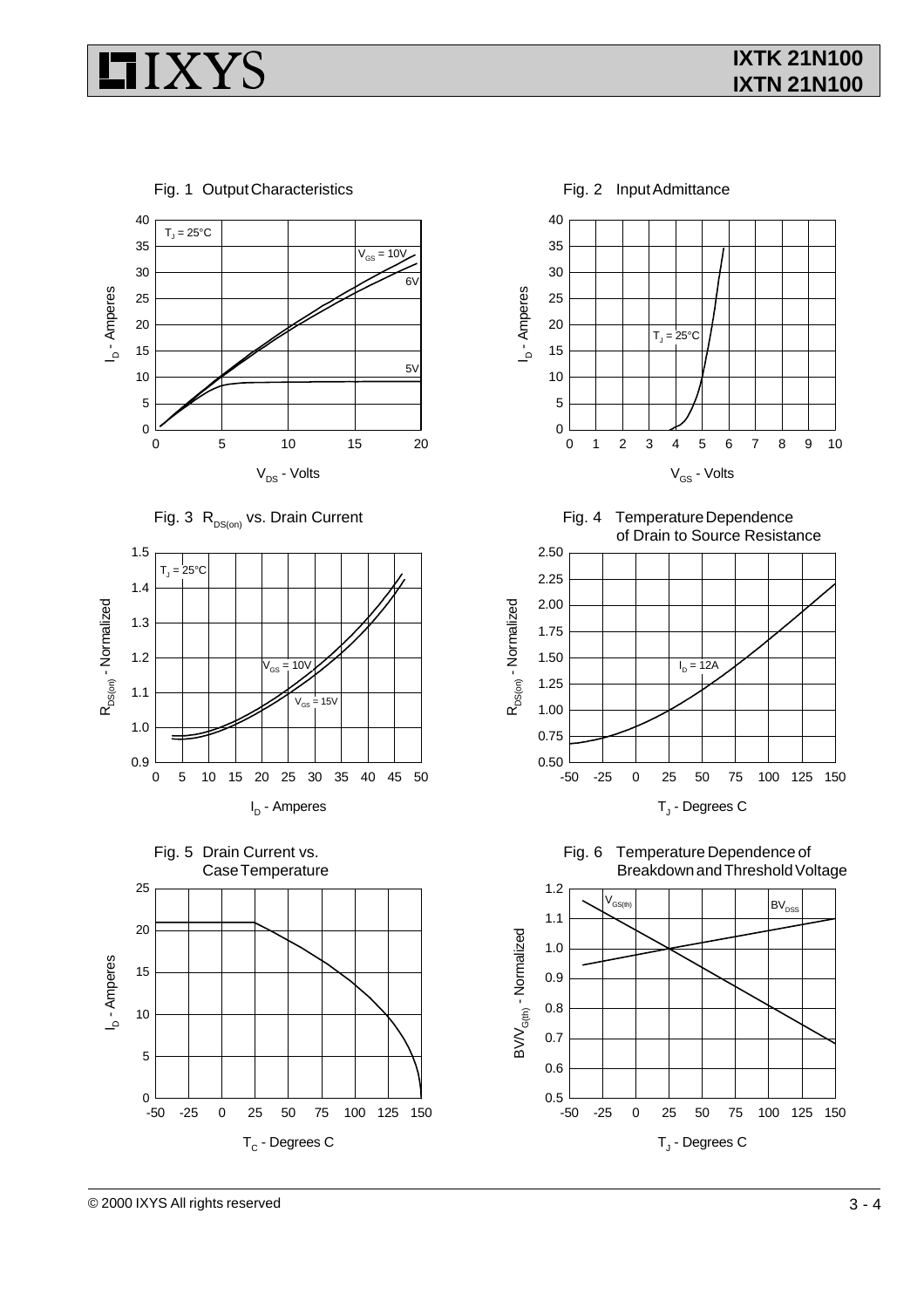Fig. 1 Output Characteristics

$T_J = 25°C$

$V_{GS} = 10V$, 6V, 5V

$I_D$ - Amperes

$V_{DS}$ - Volts

Fig. 2 Input Admittance

$T_J = 25°C$

$I_D$ - Amperes

$V_{GS}$ - Volts

Fig. 3 $R_{DS(on)}$ vs. Drain Current

$T_J = 25°C$

$V_{GS} = 10V$

$V_{GS} = 15V$

$R_{DS(on)}$ - Normalized

$I_D$ - Amperes

Fig. 4 Temperature Dependence of Drain to Source Resistance

$I_D = 12A$

$R_{DS(on)}$ - Normalized

$T_J$ - Degrees C

Fig. 5 Drain Current vs. Case Temperature

$I_D$ - Amperes

$T_C$ - Degrees C

Fig. 6 Temperature Dependence of Breakdown and Threshold Voltage

$V_{GS(th)}$

$BV_{DSS}$

$BV/V_{G(th)}$ - Normalized

$T_J$ - Degrees C

© 2000 IXYS All rights reserved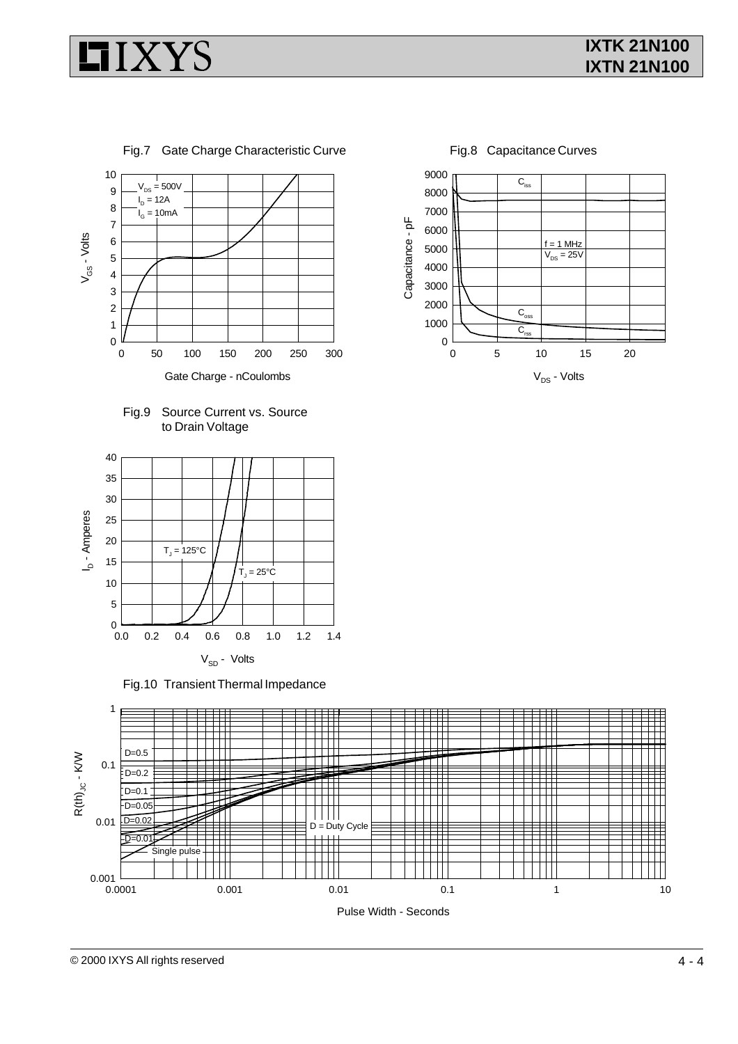Fig.7 Gate Charge Characteristic Curve

$V_{DS}$ = 500V
$I_D$ = 12A
$I_G$ = 10mA

$V_{GS}$ - Volts

0
1
2
3
4
5
6
7
8
9
10

0 50 100 150 200 250 300

Gate Charge - nCoulombs

Fig.8 Capacitance Curves

Capacitance - pF

0
1000
2000
3000
4000
5000
6000
7000
8000
9000

$C_{iss}$
$C_{oss}$
$C_{rss}$

f = 1 MHz
$V_{DS}$ = 25V

0 5 10 15 20

$V_{DS}$ - Volts

Fig.9 Source Current vs. Source to Drain Voltage

$I_D$ - Amperes

0
5
10
15
20
25
30
35
40

$T_J$ = 125°C
$T_J$ = 25°C

0.0 0.2 0.4 0.6 0.8 1.0 1.2 1.4

$V_{SD}$ - Volts

Fig.10 Transient Thermal Impedance

$R(th)_{JC}$ - K/W

0.001
0.01
0.1
1

D=0.5
D=0.2
D=0.1
D=0.05
D=0.02
D=0.01
Single pulse
D = Duty Cycle

0.0001 0.001 0.01 0.1 1 10

Pulse Width - Seconds

© 2000 IXYS All rights reserved